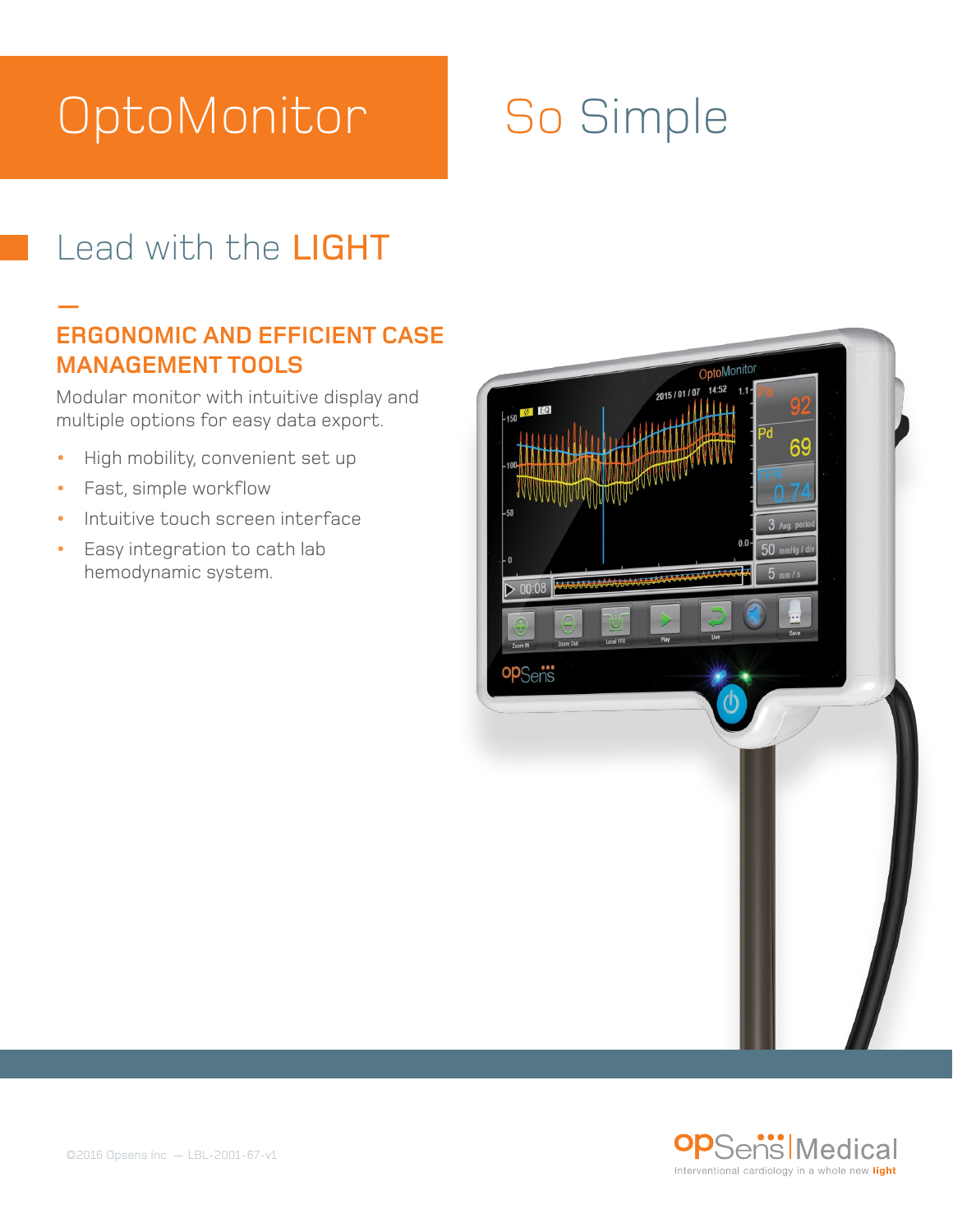# OptoMonitor So Simple

## Lead with the LIGHT

### ERGONOMIC AND EFFICIENT CASE MANAGEMENT TOOLS

Modular monitor with intuitive display and multiple options for easy data export.

- High mobility, convenient set up
- Fast, simple workflow
- Intuitive touch screen interface
- Easy integration to cath lab hemodynamic system.

©2016 Opsens Inc. — LBL-2001-67-v1

OpSens Medical
Interventional cardiology in a whole new light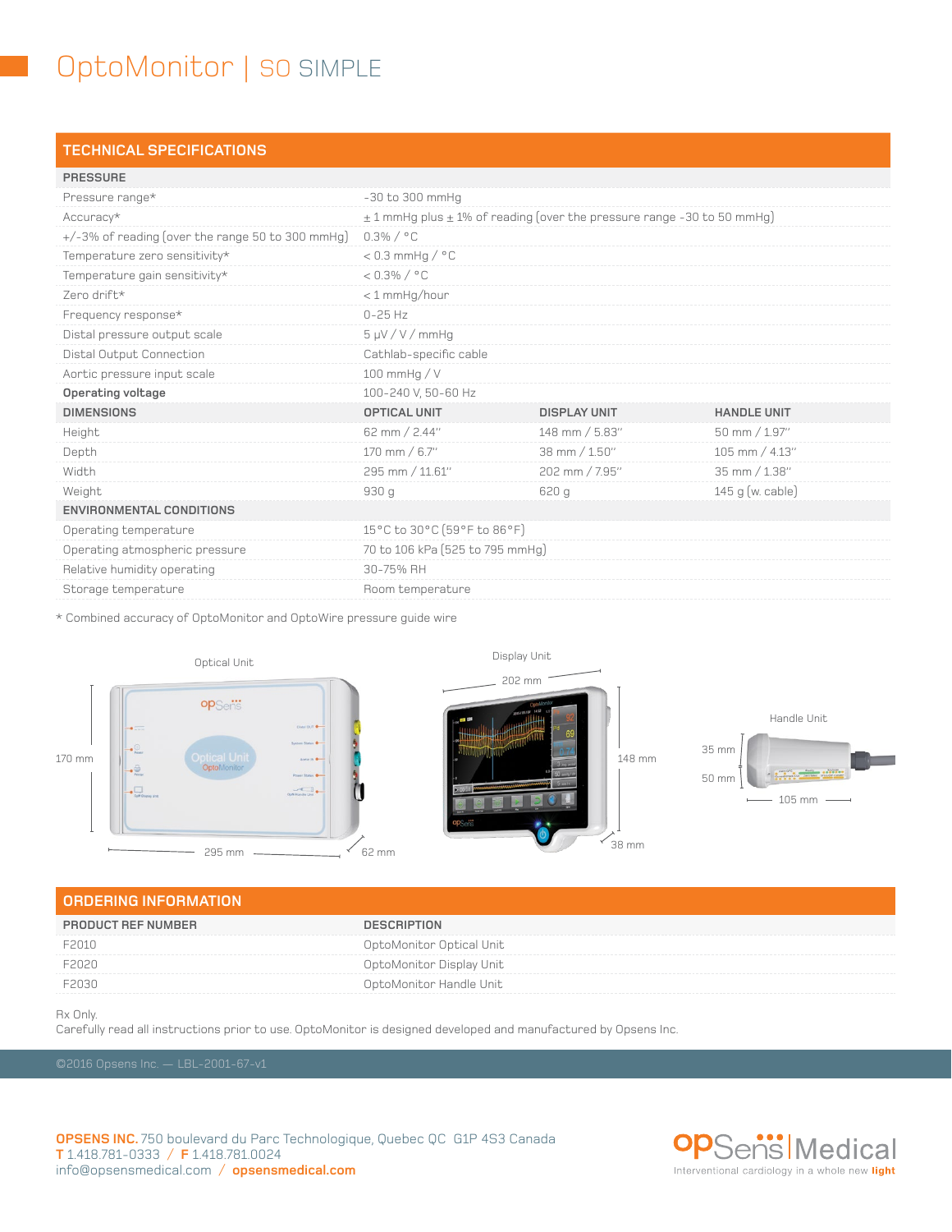# OptoMonitor | SO SIMPLE

## TECHNICAL SPECIFICATIONS

| PRESSURE | | | |
|---|---|---|---|
| Pressure range* | -30 to 300 mmHg | | |
| Accuracy* | ± 1 mmHg plus ± 1% of reading (over the pressure range -30 to 50 mmHg) | | |
| +/-3% of reading (over the range 50 to 300 mmHg) | 0.3% / °C | | |
| Temperature zero sensitivity* | < 0.3 mmHg / °C | | |
| Temperature gain sensitivity* | < 0.3% / °C | | |
| Zero drift* | < 1 mmHg/hour | | |
| Frequency response* | 0-25 Hz | | |
| Distal pressure output scale | 5 µV / V / mmHg | | |
| Distal Output Connection | Cathlab-specific cable | | |
| Aortic pressure input scale | 100 mmHg / V | | |
| **Operating voltage** | 100-240 V, 50-60 Hz | | |
| **DIMENSIONS** | **OPTICAL UNIT** | **DISPLAY UNIT** | **HANDLE UNIT** |
| Height | 62 mm / 2.44" | 148 mm / 5.83" | 50 mm / 1.97" |
| Depth | 170 mm / 6.7" | 38 mm / 1.50" | 105 mm / 4.13" |
| Width | 295 mm / 11.61" | 202 mm / 7.95" | 35 mm / 1.38" |
| Weight | 930 g | 620 g | 145 g (w. cable) |
| **ENVIRONMENTAL CONDITIONS** | | | |
| Operating temperature | 15°C to 30°C (59°F to 86°F) | | |
| Operating atmospheric pressure | 70 to 106 kPa (525 to 795 mmHg) | | |
| Relative humidity operating | 30-75% RH | | |
| Storage temperature | Room temperature | | |

\* Combined accuracy of OptoMonitor and OptoWire pressure guide wire

Optical Unit
170 mm
295 mm
62 mm

Display Unit
202 mm
148 mm
38 mm

Handle Unit
35 mm
50 mm
105 mm

## ORDERING INFORMATION

| PRODUCT REF NUMBER | DESCRIPTION |
|---|---|
| F2010 | OptoMonitor Optical Unit |
| F2020 | OptoMonitor Display Unit |
| F2030 | OptoMonitor Handle Unit |

Rx Only.

Carefully read all instructions prior to use. OptoMonitor is designed developed and manufactured by Opsens Inc.

©2016 Opsens Inc. — LBL-2001-67-v1

**OPSENS INC.** 750 boulevard du Parc Technologique, Quebec QC G1P 4S3 Canada
**T** 1.418.781-0333 / **F** 1.418.781.0024
info@opsensmedical.com / **opsensmedical.com**

OpSens | Medical
Interventional cardiology in a whole new **light**